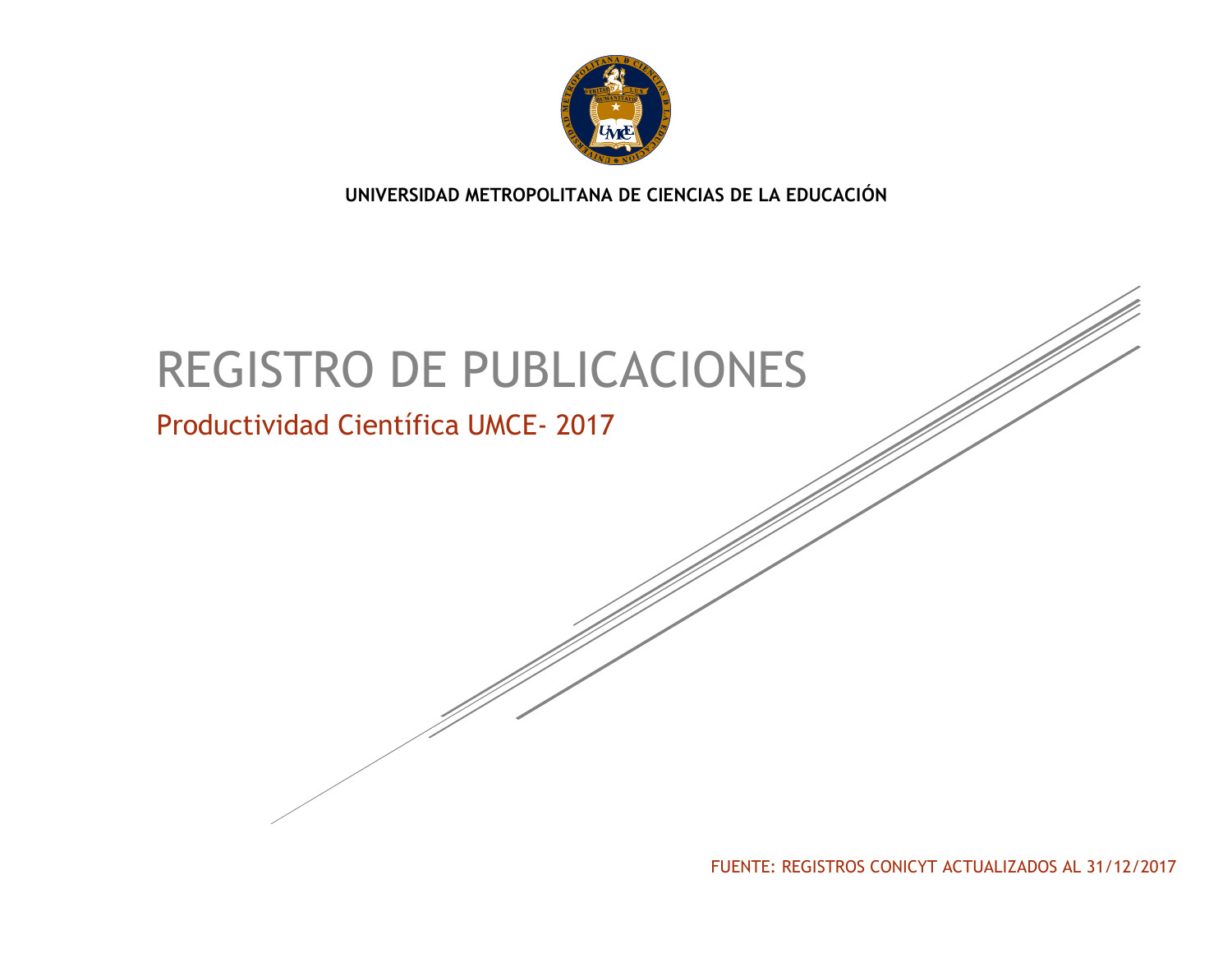**UNIVERSIDAD METROPOLITANA DE CIENCIAS DE LA EDUCACIÓN**

# REGISTRO DE PUBLICACIONES

## Productividad Científica UMCE- 2017

FUENTE: REGISTROS CONICYT ACTUALIZADOS AL 31/12/2017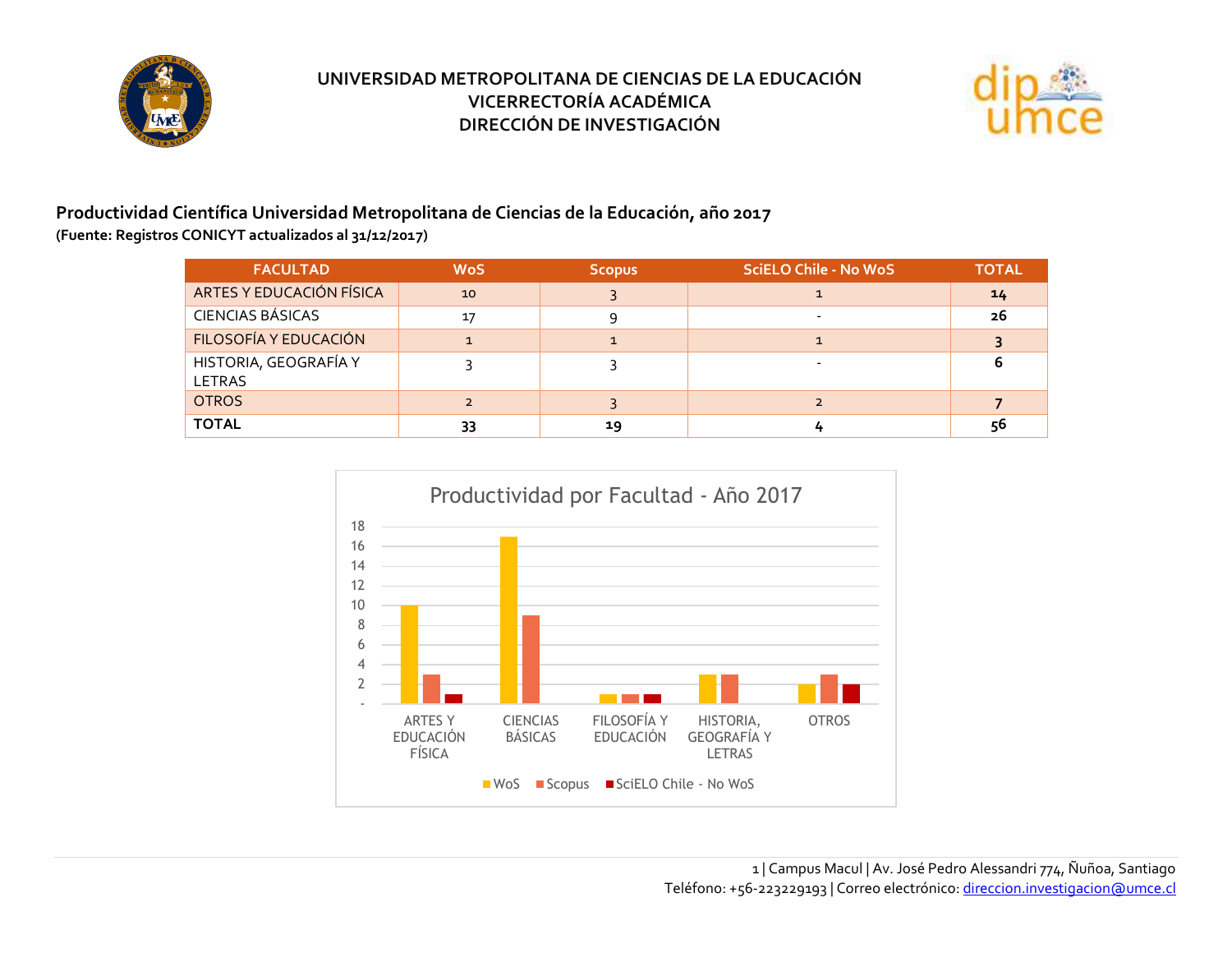# UNIVERSIDAD METROPOLITANA DE CIENCIAS DE LA EDUCACIÓN
## VICERRECTORÍA ACADÉMICA
## DIRECCIÓN DE INVESTIGACIÓN

**Productividad Científica Universidad Metropolitana de Ciencias de la Educación, año 2017**

**(Fuente: Registros CONICYT actualizados al 31/12/2017)**

| FACULTAD | WoS | Scopus | SciELO Chile - No WoS | TOTAL |
|---|---|---|---|---|
| ARTES Y EDUCACIÓN FÍSICA | 10 | 3 | 1 | **14** |
| CIENCIAS BÁSICAS | 17 | 9 | - | **26** |
| FILOSOFÍA Y EDUCACIÓN | 1 | 1 | 1 | **3** |
| HISTORIA, GEOGRAFÍA Y LETRAS | 3 | 3 | - | **6** |
| OTROS | 2 | 3 | 2 | **7** |
| **TOTAL** | **33** | **19** | **4** | **56** |

Productividad por Facultad - Año 2017

1 | Campus Macul | Av. José Pedro Alessandri 774, Ñuñoa, Santiago
Teléfono: +56-223229193 | Correo electrónico: direccion.investigacion@umce.cl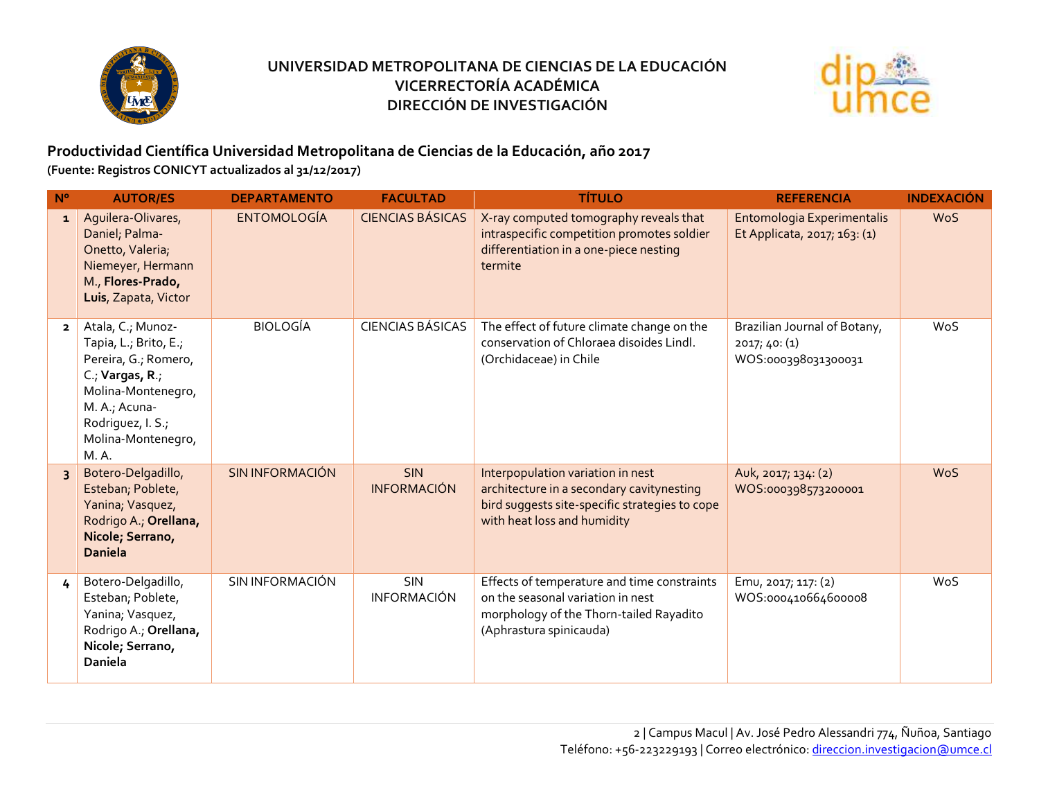# UNIVERSIDAD METROPOLITANA DE CIENCIAS DE LA EDUCACIÓN
## VICERRECTORÍA ACADÉMICA
## DIRECCIÓN DE INVESTIGACIÓN

### Productividad Científica Universidad Metropolitana de Ciencias de la Educación, año 2017

**(Fuente: Registros CONICYT actualizados al 31/12/2017)**

| Nº | AUTOR/ES | DEPARTAMENTO | FACULTAD | TÍTULO | REFERENCIA | INDEXACIÓN |
|---|---|---|---|---|---|---|
| 1 | Aguilera-Olivares, Daniel; Palma-Onetto, Valeria; Niemeyer, Hermann M., **Flores-Prado, Luis**, Zapata, Victor | ENTOMOLOGÍA | CIENCIAS BÁSICAS | X-ray computed tomography reveals that intraspecific competition promotes soldier differentiation in a one-piece nesting termite | Entomologia Experimentalis Et Applicata, 2017; 163: (1) | WoS |
| 2 | Atala, C.; Munoz-Tapia, L.; Brito, E.; Pereira, G.; Romero, C.; **Vargas, R**.; Molina-Montenegro, M. A.; Acuna-Rodriguez, I. S.; Molina-Montenegro, M. A. | BIOLOGÍA | CIENCIAS BÁSICAS | The effect of future climate change on the conservation of Chloraea disoides Lindl. (Orchidaceae) in Chile | Brazilian Journal of Botany, 2017; 40: (1) WOS:000398031300031 | WoS |
| 3 | Botero-Delgadillo, Esteban; Poblete, Yanina; Vasquez, Rodrigo A.; **Orellana, Nicole; Serrano, Daniela** | SIN INFORMACIÓN | SIN INFORMACIÓN | Interpopulation variation in nest architecture in a secondary cavitynesting bird suggests site-specific strategies to cope with heat loss and humidity | Auk, 2017; 134: (2) WOS:000398573200001 | WoS |
| 4 | Botero-Delgadillo, Esteban; Poblete, Yanina; Vasquez, Rodrigo A.; **Orellana, Nicole; Serrano, Daniela** | SIN INFORMACIÓN | SIN INFORMACIÓN | Effects of temperature and time constraints on the seasonal variation in nest morphology of the Thorn-tailed Rayadito (Aphrastura spinicauda) | Emu, 2017; 117: (2) WOS:000410664600008 | WoS |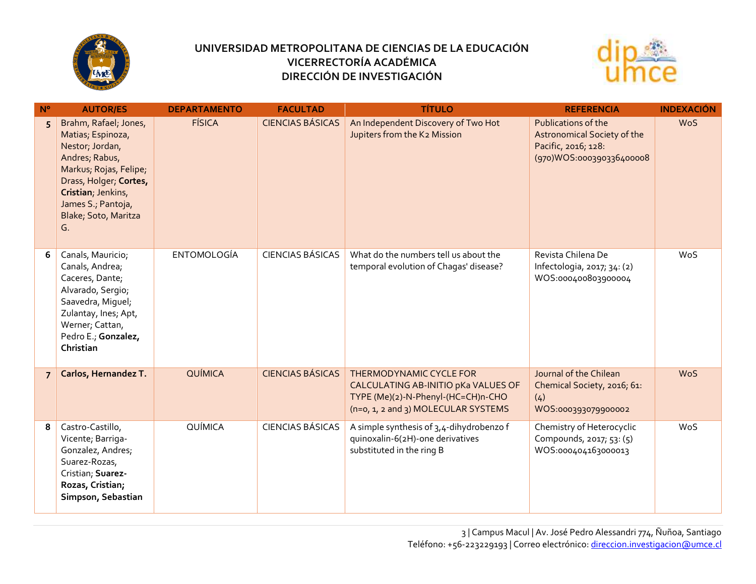# UNIVERSIDAD METROPOLITANA DE CIENCIAS DE LA EDUCACIÓN
## VICERRECTORÍA ACADÉMICA
## DIRECCIÓN DE INVESTIGACIÓN

| Nº | AUTOR/ES | DEPARTAMENTO | FACULTAD | TÍTULO | REFERENCIA | INDEXACIÓN |
|---|---|---|---|---|---|---|
| 5 | Brahm, Rafael; Jones, Matias; Espinoza, Nestor; Jordan, Andres; Rabus, Markus; Rojas, Felipe; Drass, Holger; **Cortes, Cristian**; Jenkins, James S.; Pantoja, Blake; Soto, Maritza G. | FÍSICA | CIENCIAS BÁSICAS | An Independent Discovery of Two Hot Jupiters from the K2 Mission | Publications of the Astronomical Society of the Pacific, 2016; 128: (970)WOS:000390336400008 | WoS |
| 6 | Canals, Mauricio; Canals, Andrea; Caceres, Dante; Alvarado, Sergio; Saavedra, Miguel; Zulantay, Ines; Apt, Werner; Cattan, Pedro E.; **Gonzalez, Christian** | ENTOMOLOGÍA | CIENCIAS BÁSICAS | What do the numbers tell us about the temporal evolution of Chagas' disease? | Revista Chilena De Infectologia, 2017; 34: (2) WOS:000400803900004 | WoS |
| 7 | **Carlos, Hernandez T.** | QUÍMICA | CIENCIAS BÁSICAS | THERMODYNAMIC CYCLE FOR CALCULATING AB-INITIO pKa VALUES OF TYPE (Me)(2)-N-Phenyl-(HC=CH)n-CHO (n=0, 1, 2 and 3) MOLECULAR SYSTEMS | Journal of the Chilean Chemical Society, 2016; 61: (4) WOS:000393079900002 | WoS |
| 8 | Castro-Castillo, Vicente; Barriga-Gonzalez, Andres; Suarez-Rozas, Cristian; **Suarez-Rozas, Cristian; Simpson, Sebastian** | QUÍMICA | CIENCIAS BÁSICAS | A simple synthesis of 3,4-dihydrobenzo f quinoxalin-6(2H)-one derivatives substituted in the ring B | Chemistry of Heterocyclic Compounds, 2017; 53: (5) WOS:000404163000013 | WoS |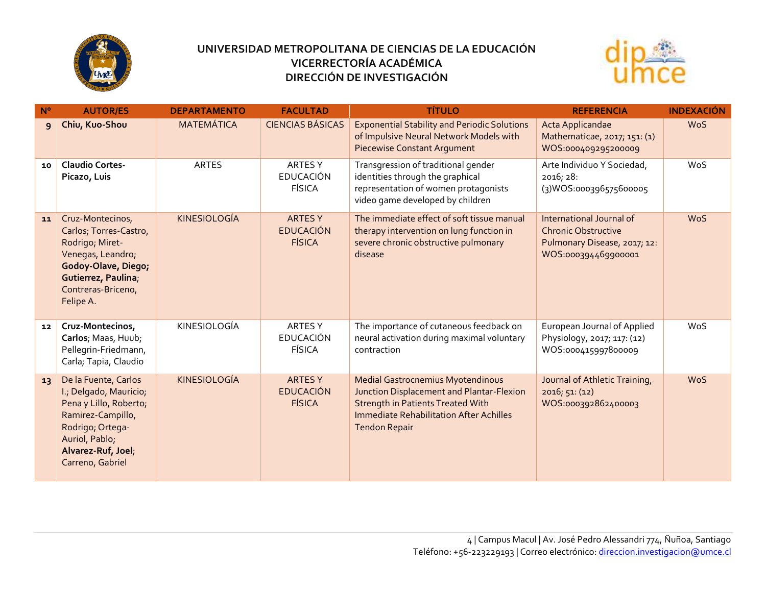# UNIVERSIDAD METROPOLITANA DE CIENCIAS DE LA EDUCACIÓN
## VICERRECTORÍA ACADÉMICA
## DIRECCIÓN DE INVESTIGACIÓN

| Nº | AUTOR/ES | DEPARTAMENTO | FACULTAD | TÍTULO | REFERENCIA | INDEXACIÓN |
|---|---|---|---|---|---|---|
| 9 | **Chiu, Kuo-Shou** | MATEMÁTICA | CIENCIAS BÁSICAS | Exponential Stability and Periodic Solutions of Impulsive Neural Network Models with Piecewise Constant Argument | Acta Applicandae Mathematicae, 2017; 151: (1) WOS:000409295200009 | WoS |
| 10 | **Claudio Cortes-Picazo, Luis** | ARTES | ARTES Y EDUCACIÓN FÍSICA | Transgression of traditional gender identities through the graphical representation of women protagonists video game developed by children | Arte Individuo Y Sociedad, 2016; 28: (3)WOS:000396575600005 | WoS |
| 11 | Cruz-Montecinos, Carlos; Torres-Castro, Rodrigo; Miret-Venegas, Leandro; **Godoy-Olave, Diego; Gutierrez, Paulina**; Contreras-Briceno, Felipe A. | KINESIOLOGÍA | ARTES Y EDUCACIÓN FÍSICA | The immediate effect of soft tissue manual therapy intervention on lung function in severe chronic obstructive pulmonary disease | International Journal of Chronic Obstructive Pulmonary Disease, 2017; 12: WOS:000394469900001 | WoS |
| 12 | **Cruz-Montecinos, Carlos**; Maas, Huub; Pellegrin-Friedmann, Carla; Tapia, Claudio | KINESIOLOGÍA | ARTES Y EDUCACIÓN FÍSICA | The importance of cutaneous feedback on neural activation during maximal voluntary contraction | European Journal of Applied Physiology, 2017; 117: (12) WOS:000415997800009 | WoS |
| 13 | De la Fuente, Carlos I.; Delgado, Mauricio; Pena y Lillo, Roberto; Ramirez-Campillo, Rodrigo; Ortega-Auriol, Pablo; **Alvarez-Ruf, Joel**; Carreno, Gabriel | KINESIOLOGÍA | ARTES Y EDUCACIÓN FÍSICA | Medial Gastrocnemius Myotendinous Junction Displacement and Plantar-Flexion Strength in Patients Treated With Immediate Rehabilitation After Achilles Tendon Repair | Journal of Athletic Training, 2016; 51: (12) WOS:000392862400003 | WoS |

Campus Macul | Av. José Pedro Alessandri 774, Ñuñoa, Santiago
Teléfono: +56-223229193 | Correo electrónico: direccion.investigacion@umce.cl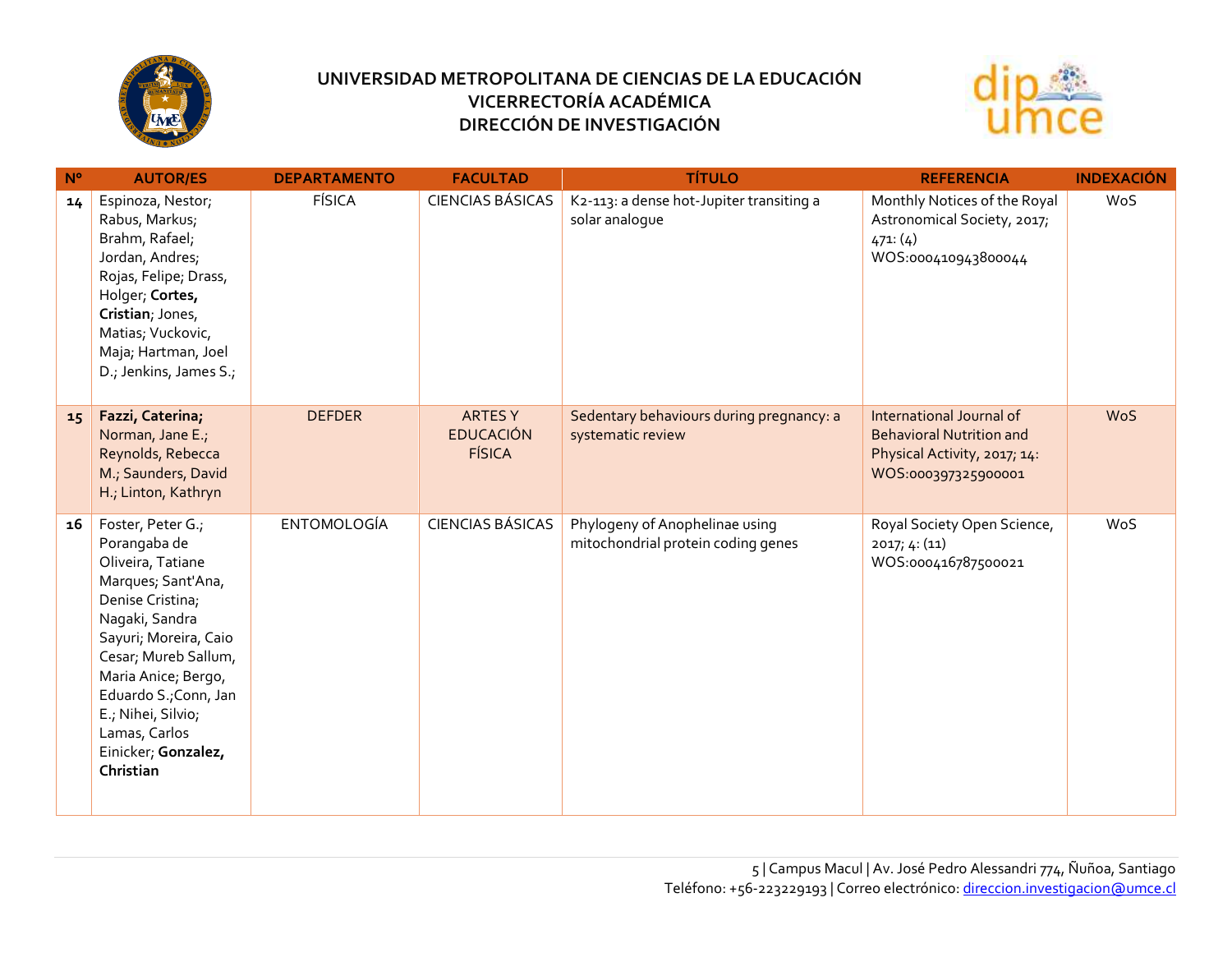# UNIVERSIDAD METROPOLITANA DE CIENCIAS DE LA EDUCACIÓN
## VICERRECTORÍA ACADÉMICA
## DIRECCIÓN DE INVESTIGACIÓN

| Nº | AUTOR/ES | DEPARTAMENTO | FACULTAD | TÍTULO | REFERENCIA | INDEXACIÓN |
|---|---|---|---|---|---|---|
| 14 | Espinoza, Nestor; Rabus, Markus; Brahm, Rafael; Jordan, Andres; Rojas, Felipe; Drass, Holger; **Cortes, Cristian**; Jones, Matias; Vuckovic, Maja; Hartman, Joel D.; Jenkins, James S.; | FÍSICA | CIENCIAS BÁSICAS | K2-113: a dense hot-Jupiter transiting a solar analogue | Monthly Notices of the Royal Astronomical Society, 2017; 471: (4) WOS:000410943800044 | WoS |
| 15 | **Fazzi, Caterina;** Norman, Jane E.; Reynolds, Rebecca M.; Saunders, David H.; Linton, Kathryn | DEFDER | ARTES Y EDUCACIÓN FÍSICA | Sedentary behaviours during pregnancy: a systematic review | International Journal of Behavioral Nutrition and Physical Activity, 2017; 14: WOS:000397325900001 | WoS |
| 16 | Foster, Peter G.; Porangaba de Oliveira, Tatiane Marques; Sant'Ana, Denise Cristina; Nagaki, Sandra Sayuri; Moreira, Caio Cesar; Mureb Sallum, Maria Anice; Bergo, Eduardo S.;Conn, Jan E.; Nihei, Silvio; Lamas, Carlos Einicker; **Gonzalez, Christian** | ENTOMOLOGÍA | CIENCIAS BÁSICAS | Phylogeny of Anophelinae using mitochondrial protein coding genes | Royal Society Open Science, 2017; 4: (11) WOS:000416787500021 | WoS |

Campus Macul | Av. José Pedro Alessandri 774, Ñuñoa, Santiago
Teléfono: +56-223229193 | Correo electrónico: direccion.investigacion@umce.cl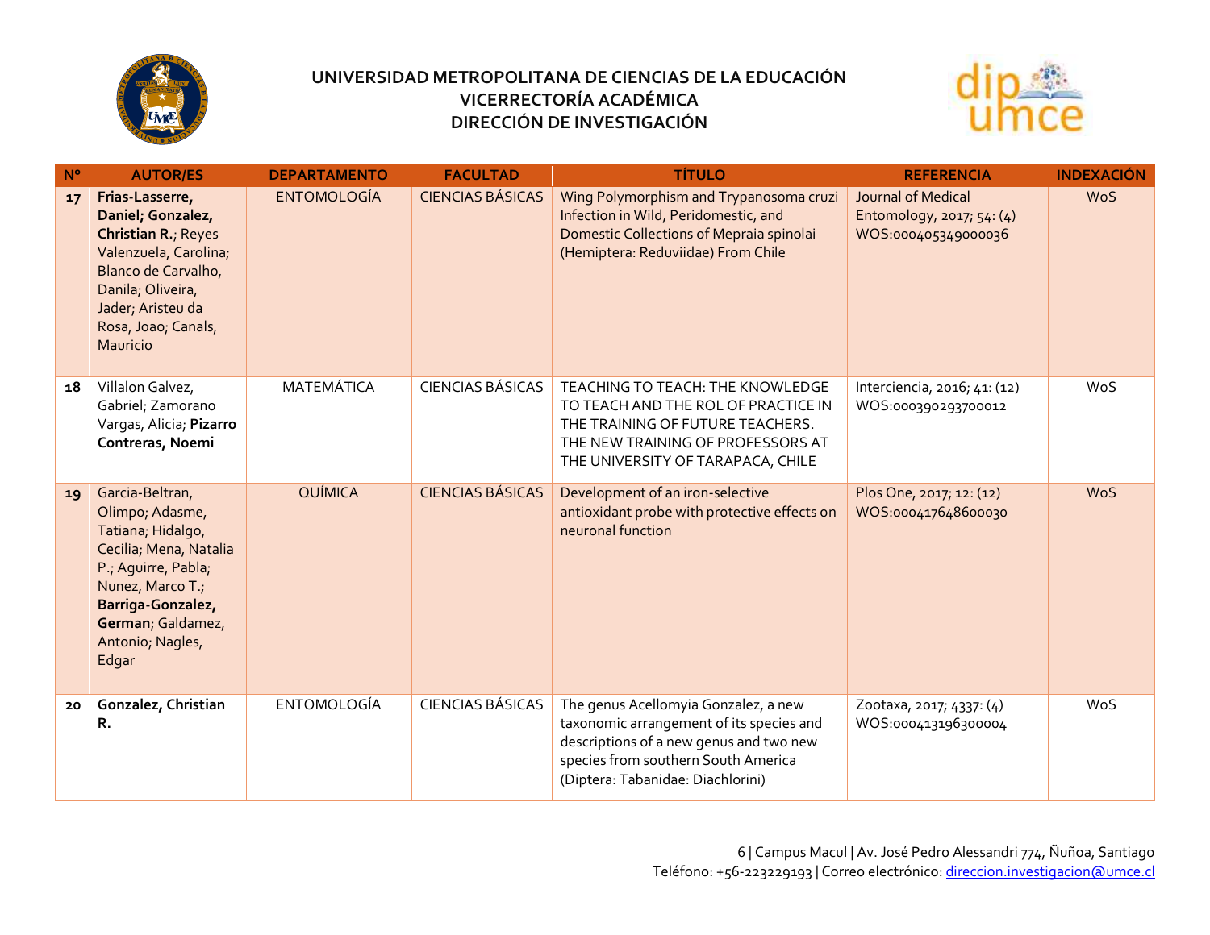# UNIVERSIDAD METROPOLITANA DE CIENCIAS DE LA EDUCACIÓN
## VICERRECTORÍA ACADÉMICA
## DIRECCIÓN DE INVESTIGACIÓN

| Nº | AUTOR/ES | DEPARTAMENTO | FACULTAD | TÍTULO | REFERENCIA | INDEXACIÓN |
|---|---|---|---|---|---|---|
| 17 | **Frias-Lasserre, Daniel; Gonzalez, Christian R.**; Reyes Valenzuela, Carolina; Blanco de Carvalho, Danila; Oliveira, Jader; Aristeu da Rosa, Joao; Canals, Mauricio | ENTOMOLOGÍA | CIENCIAS BÁSICAS | Wing Polymorphism and Trypanosoma cruzi Infection in Wild, Peridomestic, and Domestic Collections of Mepraia spinolai (Hemiptera: Reduviidae) From Chile | Journal of Medical Entomology, 2017; 54: (4) WOS:000405349000036 | WoS |
| 18 | Villalon Galvez, Gabriel; Zamorano Vargas, Alicia; **Pizarro Contreras, Noemi** | MATEMÁTICA | CIENCIAS BÁSICAS | TEACHING TO TEACH: THE KNOWLEDGE TO TEACH AND THE ROL OF PRACTICE IN THE TRAINING OF FUTURE TEACHERS. THE NEW TRAINING OF PROFESSORS AT THE UNIVERSITY OF TARAPACA, CHILE | Interciencia, 2016; 41: (12) WOS:000390293700012 | WoS |
| 19 | Garcia-Beltran, Olimpo; Adasme, Tatiana; Hidalgo, Cecilia; Mena, Natalia P.; Aguirre, Pabla; Nunez, Marco T.; **Barriga-Gonzalez, German**; Galdamez, Antonio; Nagles, Edgar | QUÍMICA | CIENCIAS BÁSICAS | Development of an iron-selective antioxidant probe with protective effects on neuronal function | Plos One, 2017; 12: (12) WOS:000417648600030 | WoS |
| 20 | **Gonzalez, Christian R.** | ENTOMOLOGÍA | CIENCIAS BÁSICAS | The genus Acellomyia Gonzalez, a new taxonomic arrangement of its species and descriptions of a new genus and two new species from southern South America (Diptera: Tabanidae: Diachlorini) | Zootaxa, 2017; 4337: (4) WOS:000413196300004 | WoS |

Campus Macul | Av. José Pedro Alessandri 774, Ñuñoa, Santiago
Teléfono: +56-223229193 | Correo electrónico: direccion.investigacion@umce.cl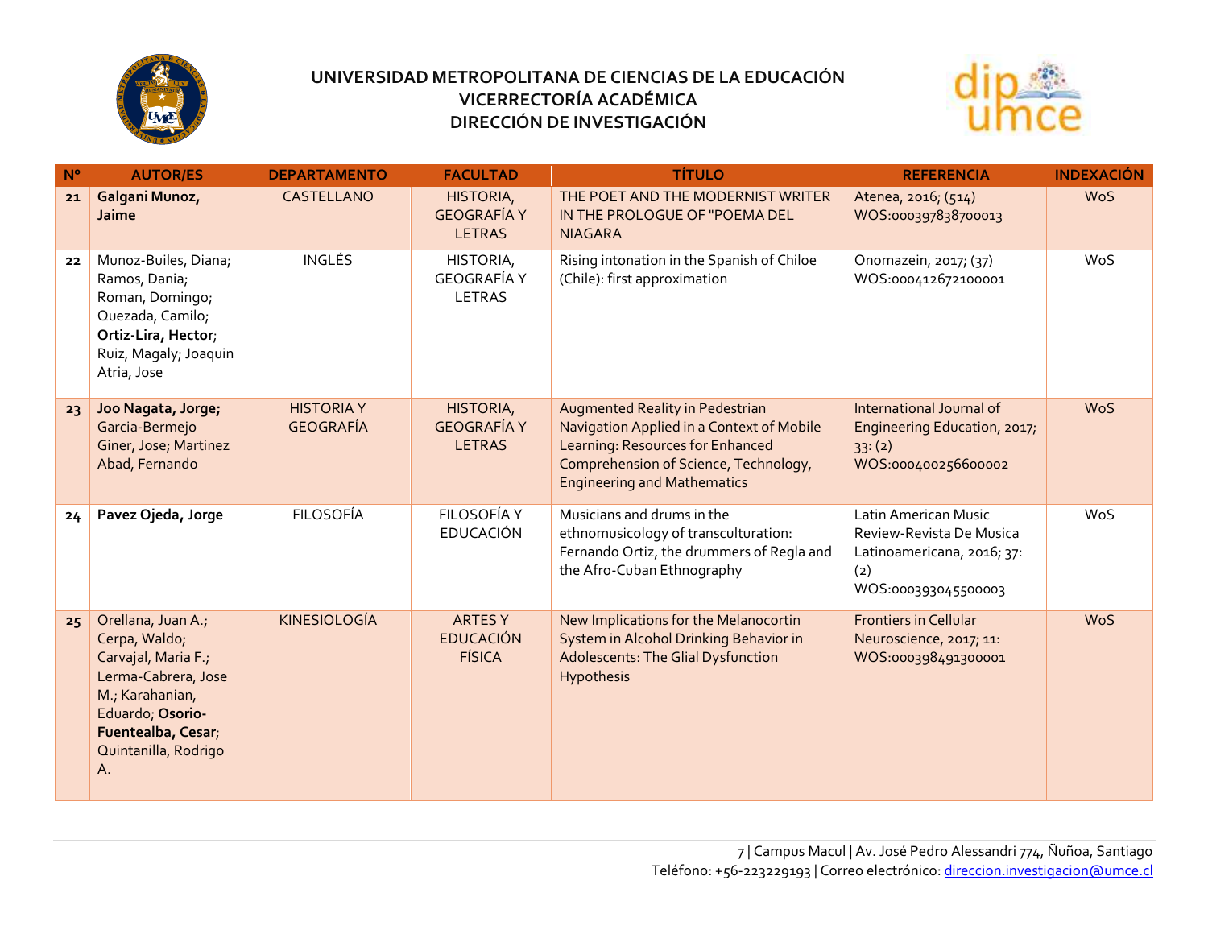# UNIVERSIDAD METROPOLITANA DE CIENCIAS DE LA EDUCACIÓN
## VICERRECTORÍA ACADÉMICA
## DIRECCIÓN DE INVESTIGACIÓN

| Nº | AUTOR/ES | DEPARTAMENTO | FACULTAD | TÍTULO | REFERENCIA | INDEXACIÓN |
|---|---|---|---|---|---|---|
| 21 | **Galgani Munoz, Jaime** | CASTELLANO | HISTORIA, GEOGRAFÍA Y LETRAS | THE POET AND THE MODERNIST WRITER IN THE PROLOGUE OF "POEMA DEL NIAGARA | Atenea, 2016; (514) WOS:000397838700013 | WoS |
| 22 | Munoz-Builes, Diana; Ramos, Dania; Roman, Domingo; Quezada, Camilo; **Ortiz-Lira, Hector**; Ruiz, Magaly; Joaquin Atria, Jose | INGLÉS | HISTORIA, GEOGRAFÍA Y LETRAS | Rising intonation in the Spanish of Chiloe (Chile): first approximation | Onomazein, 2017; (37) WOS:000412672100001 | WoS |
| 23 | **Joo Nagata, Jorge;** Garcia-Bermejo Giner, Jose; Martinez Abad, Fernando | HISTORIA Y GEOGRAFÍA | HISTORIA, GEOGRAFÍA Y LETRAS | Augmented Reality in Pedestrian Navigation Applied in a Context of Mobile Learning: Resources for Enhanced Comprehension of Science, Technology, Engineering and Mathematics | International Journal of Engineering Education, 2017; 33: (2) WOS:000400256600002 | WoS |
| 24 | **Pavez Ojeda, Jorge** | FILOSOFÍA | FILOSOFÍA Y EDUCACIÓN | Musicians and drums in the ethnomusicology of transculturation: Fernando Ortiz, the drummers of Regla and the Afro-Cuban Ethnography | Latin American Music Review-Revista De Musica Latinoamericana, 2016; 37: (2) WOS:000393045500003 | WoS |
| 25 | Orellana, Juan A.; Cerpa, Waldo; Carvajal, Maria F.; Lerma-Cabrera, Jose M.; Karahanian, Eduardo; **Osorio-Fuentealba, Cesar**; Quintanilla, Rodrigo A. | KINESIOLOGÍA | ARTES Y EDUCACIÓN FÍSICA | New Implications for the Melanocortin System in Alcohol Drinking Behavior in Adolescents: The Glial Dysfunction Hypothesis | Frontiers in Cellular Neuroscience, 2017; 11: WOS:000398491300001 | WoS |

Campus Macul | Av. José Pedro Alessandri 774, Ñuñoa, Santiago
Teléfono: +56-223229193 | Correo electrónico: direccion.investigacion@umce.cl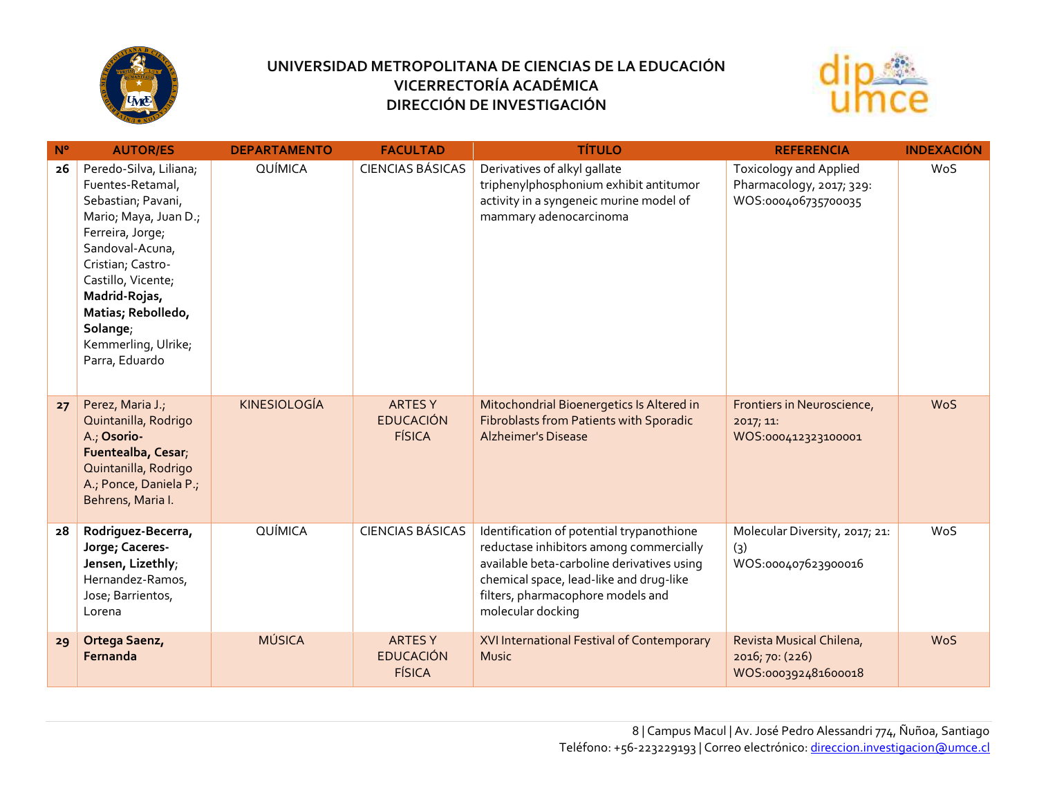# UNIVERSIDAD METROPOLITANA DE CIENCIAS DE LA EDUCACIÓN
## VICERRECTORÍA ACADÉMICA
## DIRECCIÓN DE INVESTIGACIÓN

| Nº | AUTOR/ES | DEPARTAMENTO | FACULTAD | TÍTULO | REFERENCIA | INDEXACIÓN |
|---|---|---|---|---|---|---|
| 26 | Peredo-Silva, Liliana; Fuentes-Retamal, Sebastian; Pavani, Mario; Maya, Juan D.; Ferreira, Jorge; Sandoval-Acuna, Cristian; Castro-Castillo, Vicente; **Madrid-Rojas, Matias; Rebolledo, Solange**; Kemmerling, Ulrike; Parra, Eduardo | QUÍMICA | CIENCIAS BÁSICAS | Derivatives of alkyl gallate triphenylphosphonium exhibit antitumor activity in a syngeneic murine model of mammary adenocarcinoma | Toxicology and Applied Pharmacology, 2017; 329: WOS:000406735700035 | WoS |
| 27 | Perez, Maria J.; Quintanilla, Rodrigo A.; **Osorio-Fuentealba, Cesar**; Quintanilla, Rodrigo A.; Ponce, Daniela P.; Behrens, Maria I. | KINESIOLOGÍA | ARTES Y EDUCACIÓN FÍSICA | Mitochondrial Bioenergetics Is Altered in Fibroblasts from Patients with Sporadic Alzheimer's Disease | Frontiers in Neuroscience, 2017; 11: WOS:000412323100001 | WoS |
| 28 | **Rodriguez-Becerra, Jorge; Caceres-Jensen, Lizethly**; Hernandez-Ramos, Jose; Barrientos, Lorena | QUÍMICA | CIENCIAS BÁSICAS | Identification of potential trypanothione reductase inhibitors among commercially available beta-carboline derivatives using chemical space, lead-like and drug-like filters, pharmacophore models and molecular docking | Molecular Diversity, 2017; 21: (3) WOS:000407623900016 | WoS |
| 29 | **Ortega Saenz, Fernanda** | MÚSICA | ARTES Y EDUCACIÓN FÍSICA | XVI International Festival of Contemporary Music | Revista Musical Chilena, 2016; 70: (226) WOS:000392481600018 | WoS |

Campus Macul | Av. José Pedro Alessandri 774, Ñuñoa, Santiago
Teléfono: +56-223229193 | Correo electrónico: direccion.investigacion@umce.cl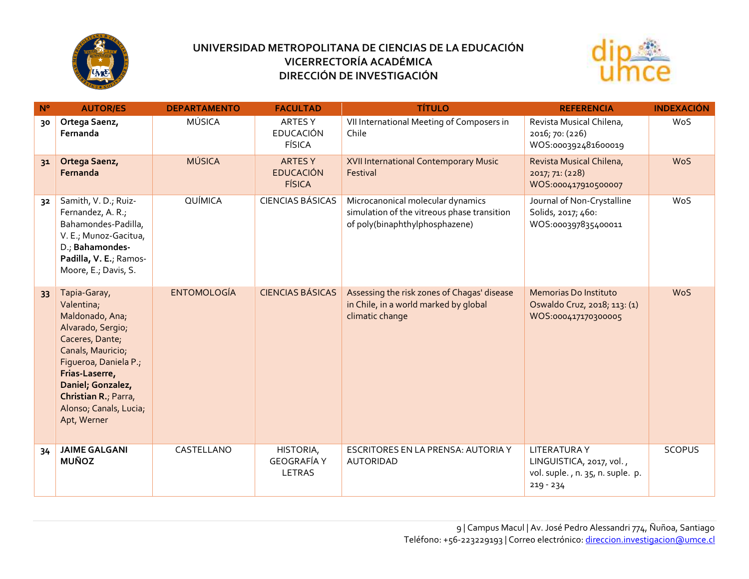# UNIVERSIDAD METROPOLITANA DE CIENCIAS DE LA EDUCACIÓN
## VICERRECTORÍA ACADÉMICA
## DIRECCIÓN DE INVESTIGACIÓN

| N° | AUTOR/ES | DEPARTAMENTO | FACULTAD | TÍTULO | REFERENCIA | INDEXACIÓN |
|---|---|---|---|---|---|---|
| 30 | **Ortega Saenz, Fernanda** | MÚSICA | ARTES Y EDUCACIÓN FÍSICA | VII International Meeting of Composers in Chile | Revista Musical Chilena, 2016; 70: (226) WOS:000392481600019 | WoS |
| 31 | **Ortega Saenz, Fernanda** | MÚSICA | ARTES Y EDUCACIÓN FÍSICA | XVII International Contemporary Music Festival | Revista Musical Chilena, 2017; 71: (228) WOS:000417910500007 | WoS |
| 32 | Samith, V. D.; Ruiz-Fernandez, A. R.; Bahamondes-Padilla, V. E.; Munoz-Gacitua, D.; **Bahamondes-Padilla, V. E.**; Ramos-Moore, E.; Davis, S. | QUÍMICA | CIENCIAS BÁSICAS | Microcanonical molecular dynamics simulation of the vitreous phase transition of poly(binaphthylphosphazene) | Journal of Non-Crystalline Solids, 2017; 460: WOS:000397835400011 | WoS |
| 33 | Tapia-Garay, Valentina; Maldonado, Ana; Alvarado, Sergio; Caceres, Dante; Canals, Mauricio; Figueroa, Daniela P.; **Frias-Laserre, Daniel; Gonzalez, Christian R.**; Parra, Alonso; Canals, Lucia; Apt, Werner | ENTOMOLOGÍA | CIENCIAS BÁSICAS | Assessing the risk zones of Chagas' disease in Chile, in a world marked by global climatic change | Memorias Do Instituto Oswaldo Cruz, 2018; 113: (1) WOS:000417170300005 | WoS |
| 34 | **JAIME GALGANI MUÑOZ** | CASTELLANO | HISTORIA, GEOGRAFÍA Y LETRAS | ESCRITORES EN LA PRENSA: AUTORIA Y AUTORIDAD | LITERATURA Y LINGUISTICA, 2017, vol. , vol. suple. , n. 35, n. suple. p. 219 - 234 | SCOPUS |

Campus Macul | Av. José Pedro Alessandri 774, Ñuñoa, Santiago
Teléfono: +56-223229193 | Correo electrónico: direccion.investigacion@umce.cl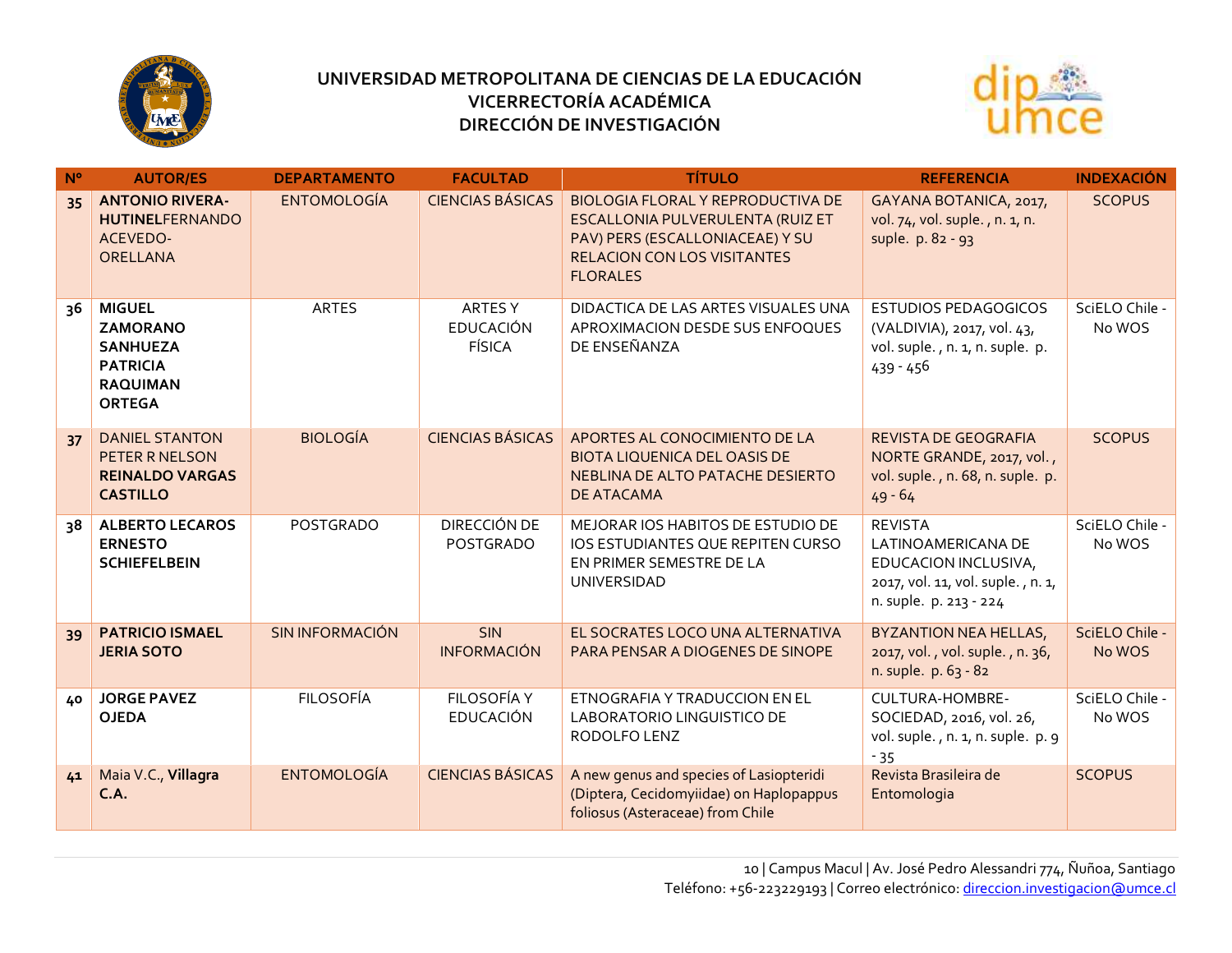**UNIVERSIDAD METROPOLITANA DE CIENCIAS DE LA EDUCACIÓN**
**VICERRECTORÍA ACADÉMICA**
**DIRECCIÓN DE INVESTIGACIÓN**

| Nº | AUTOR/ES | DEPARTAMENTO | FACULTAD | TÍTULO | REFERENCIA | INDEXACIÓN |
|---|---|---|---|---|---|---|
| 35 | **ANTONIO RIVERA-HUTINEL**FERNANDO ACEVEDO-ORELLANA | ENTOMOLOGÍA | CIENCIAS BÁSICAS | BIOLOGIA FLORAL Y REPRODUCTIVA DE ESCALLONIA PULVERULENTA (RUIZ ET PAV) PERS (ESCALLONIACEAE) Y SU RELACION CON LOS VISITANTES FLORALES | GAYANA BOTANICA, 2017, vol. 74, vol. suple. , n. 1, n. suple. p. 82 - 93 | SCOPUS |
| 36 | **MIGUEL ZAMORANO SANHUEZA PATRICIA RAQUIMAN ORTEGA** | ARTES | ARTES Y EDUCACIÓN FÍSICA | DIDACTICA DE LAS ARTES VISUALES UNA APROXIMACION DESDE SUS ENFOQUES DE ENSEÑANZA | ESTUDIOS PEDAGOGICOS (VALDIVIA), 2017, vol. 43, vol. suple. , n. 1, n. suple. p. 439 - 456 | SciELO Chile - No WOS |
| 37 | DANIEL STANTON PETER R NELSON **REINALDO VARGAS CASTILLO** | BIOLOGÍA | CIENCIAS BÁSICAS | APORTES AL CONOCIMIENTO DE LA BIOTA LIQUENICA DEL OASIS DE NEBLINA DE ALTO PATACHE DESIERTO DE ATACAMA | REVISTA DE GEOGRAFIA NORTE GRANDE, 2017, vol. , vol. suple. , n. 68, n. suple. p. 49 - 64 | SCOPUS |
| 38 | **ALBERTO LECAROS ERNESTO SCHIEFELBEIN** | POSTGRADO | DIRECCIÓN DE POSTGRADO | MEJORAR IOS HABITOS DE ESTUDIO DE IOS ESTUDIANTES QUE REPITEN CURSO EN PRIMER SEMESTRE DE LA UNIVERSIDAD | REVISTA LATINOAMERICANA DE EDUCACION INCLUSIVA, 2017, vol. 11, vol. suple. , n. 1, n. suple. p. 213 - 224 | SciELO Chile - No WOS |
| 39 | **PATRICIO ISMAEL JERIA SOTO** | SIN INFORMACIÓN | SIN INFORMACIÓN | EL SOCRATES LOCO UNA ALTERNATIVA PARA PENSAR A DIOGENES DE SINOPE | BYZANTION NEA HELLAS, 2017, vol. , vol. suple. , n. 36, n. suple. p. 63 - 82 | SciELO Chile - No WOS |
| 40 | **JORGE PAVEZ OJEDA** | FILOSOFÍA | FILOSOFÍA Y EDUCACIÓN | ETNOGRAFIA Y TRADUCCION EN EL LABORATORIO LINGUISTICO DE RODOLFO LENZ | CULTURA-HOMBRE-SOCIEDAD, 2016, vol. 26, vol. suple. , n. 1, n. suple. p. 9 - 35 | SciELO Chile - No WOS |
| 41 | Maia V.C., **Villagra C.A.** | ENTOMOLOGÍA | CIENCIAS BÁSICAS | A new genus and species of Lasiopteridi (Diptera, Cecidomyiidae) on Haplopappus foliosus (Asteraceae) from Chile | Revista Brasileira de Entomologia | SCOPUS |

Campus Macul | Av. José Pedro Alessandri 774, Ñuñoa, Santiago
Teléfono: +56-223229193 | Correo electrónico: direccion.investigacion@umce.cl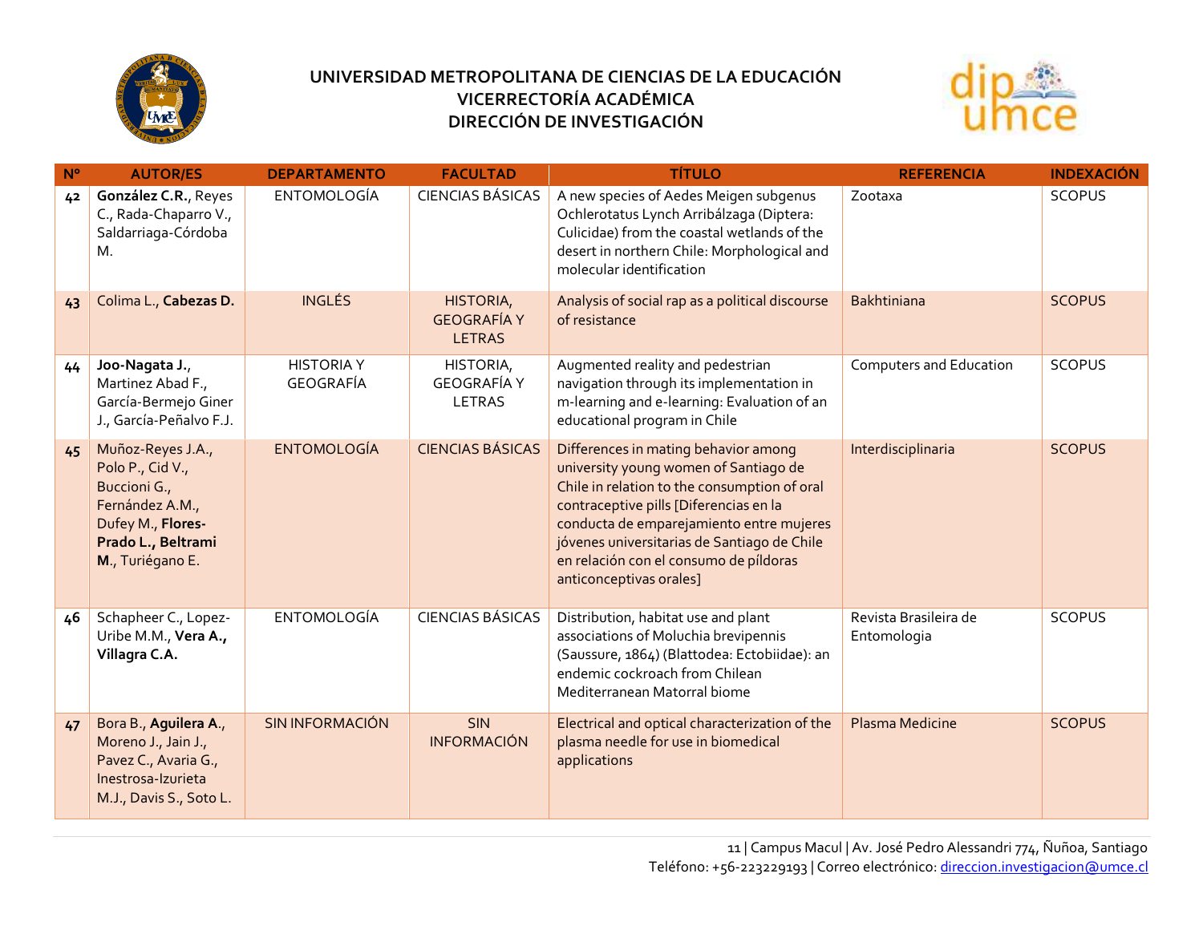# UNIVERSIDAD METROPOLITANA DE CIENCIAS DE LA EDUCACIÓN
## VICERRECTORÍA ACADÉMICA
## DIRECCIÓN DE INVESTIGACIÓN

| Nº | AUTOR/ES | DEPARTAMENTO | FACULTAD | TÍTULO | REFERENCIA | INDEXACIÓN |
|---|---|---|---|---|---|---|
| 42 | **González C.R.**, Reyes C., Rada-Chaparro V., Saldarriaga-Córdoba M. | ENTOMOLOGÍA | CIENCIAS BÁSICAS | A new species of Aedes Meigen subgenus Ochlerotatus Lynch Arribálzaga (Diptera: Culicidae) from the coastal wetlands of the desert in northern Chile: Morphological and molecular identification | Zootaxa | SCOPUS |
| 43 | Colima L., **Cabezas D.** | INGLÉS | HISTORIA, GEOGRAFÍA Y LETRAS | Analysis of social rap as a political discourse of resistance | Bakhtiniana | SCOPUS |
| 44 | **Joo-Nagata J.**, Martinez Abad F., García-Bermejo Giner J., García-Peñalvo F.J. | HISTORIA Y GEOGRAFÍA | HISTORIA, GEOGRAFÍA Y LETRAS | Augmented reality and pedestrian navigation through its implementation in m-learning and e-learning: Evaluation of an educational program in Chile | Computers and Education | SCOPUS |
| 45 | Muñoz-Reyes J.A., Polo P., Cid V., Buccioni G., Fernández A.M., Dufey M., **Flores-Prado L., Beltrami M.**, Turiégano E. | ENTOMOLOGÍA | CIENCIAS BÁSICAS | Differences in mating behavior among university young women of Santiago de Chile in relation to the consumption of oral contraceptive pills [Diferencias en la conducta de emparejamiento entre mujeres jóvenes universitarias de Santiago de Chile en relación con el consumo de píldoras anticonceptivas orales] | Interdisciplinaria | SCOPUS |
| 46 | Schapheer C., Lopez-Uribe M.M., **Vera A., Villagra C.A.** | ENTOMOLOGÍA | CIENCIAS BÁSICAS | Distribution, habitat use and plant associations of Moluchia brevipennis (Saussure, 1864) (Blattodea: Ectobiidae): an endemic cockroach from Chilean Mediterranean Matorral biome | Revista Brasileira de Entomologia | SCOPUS |
| 47 | Bora B., **Aguilera A.**, Moreno J., Jain J., Pavez C., Avaria G., Inestrosa-Izurieta M.J., Davis S., Soto L. | SIN INFORMACIÓN | SIN INFORMACIÓN | Electrical and optical characterization of the plasma needle for use in biomedical applications | Plasma Medicine | SCOPUS |

Campus Macul | Av. José Pedro Alessandri 774, Ñuñoa, Santiago
Teléfono: +56-223229193 | Correo electrónico: direccion.investigacion@umce.cl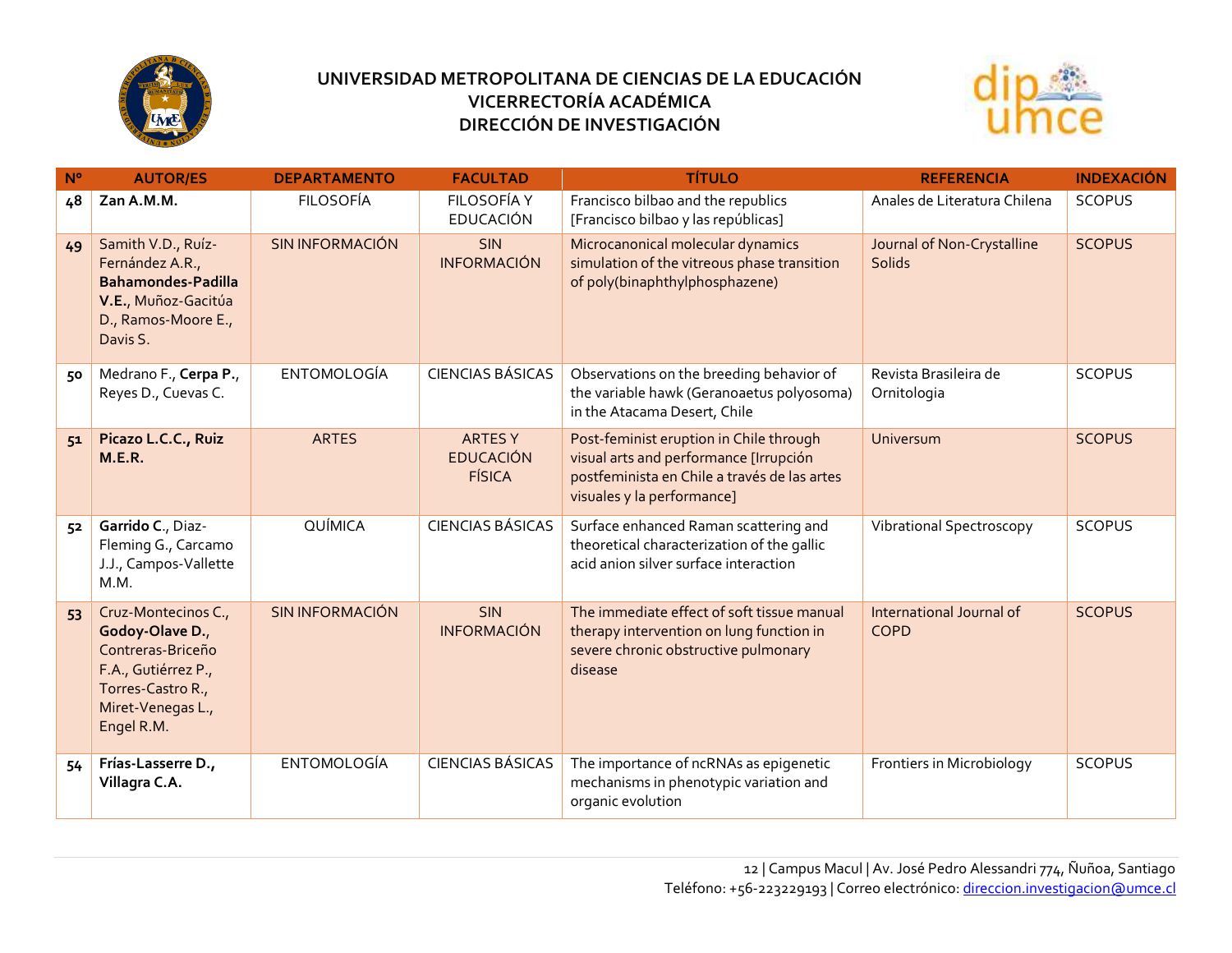# UNIVERSIDAD METROPOLITANA DE CIENCIAS DE LA EDUCACIÓN
## VICERRECTORÍA ACADÉMICA
## DIRECCIÓN DE INVESTIGACIÓN

| Nº | AUTOR/ES | DEPARTAMENTO | FACULTAD | TÍTULO | REFERENCIA | INDEXACIÓN |
|---|---|---|---|---|---|---|
| 48 | **Zan A.M.M.** | FILOSOFÍA | FILOSOFÍA Y EDUCACIÓN | Francisco bilbao and the republics [Francisco bilbao y las repúblicas] | Anales de Literatura Chilena | SCOPUS |
| 49 | Samith V.D., Ruíz-Fernández A.R., **Bahamondes-Padilla V.E.**, Muñoz-Gacitúa D., Ramos-Moore E., Davis S. | SIN INFORMACIÓN | SIN INFORMACIÓN | Microcanonical molecular dynamics simulation of the vitreous phase transition of poly(binaphthylphosphazene) | Journal of Non-Crystalline Solids | SCOPUS |
| 50 | Medrano F., **Cerpa P.**, Reyes D., Cuevas C. | ENTOMOLOGÍA | CIENCIAS BÁSICAS | Observations on the breeding behavior of the variable hawk (Geranoaetus polyosoma) in the Atacama Desert, Chile | Revista Brasileira de Ornitologia | SCOPUS |
| 51 | **Picazo L.C.C., Ruiz M.E.R.** | ARTES | ARTES Y EDUCACIÓN FÍSICA | Post-feminist eruption in Chile through visual arts and performance [Irrupción postfeminista en Chile a través de las artes visuales y la performance] | Universum | SCOPUS |
| 52 | **Garrido C**., Diaz-Fleming G., Carcamo J.J., Campos-Vallette M.M. | QUÍMICA | CIENCIAS BÁSICAS | Surface enhanced Raman scattering and theoretical characterization of the gallic acid anion silver surface interaction | Vibrational Spectroscopy | SCOPUS |
| 53 | Cruz-Montecinos C., **Godoy-Olave D.**, Contreras-Briceño F.A., Gutiérrez P., Torres-Castro R., Miret-Venegas L., Engel R.M. | SIN INFORMACIÓN | SIN INFORMACIÓN | The immediate effect of soft tissue manual therapy intervention on lung function in severe chronic obstructive pulmonary disease | International Journal of COPD | SCOPUS |
| 54 | **Frías-Lasserre D., Villagra C.A.** | ENTOMOLOGÍA | CIENCIAS BÁSICAS | The importance of ncRNAs as epigenetic mechanisms in phenotypic variation and organic evolution | Frontiers in Microbiology | SCOPUS |

Campus Macul | Av. José Pedro Alessandri 774, Ñuñoa, Santiago
Teléfono: +56-223229193 | Correo electrónico: direccion.investigacion@umce.cl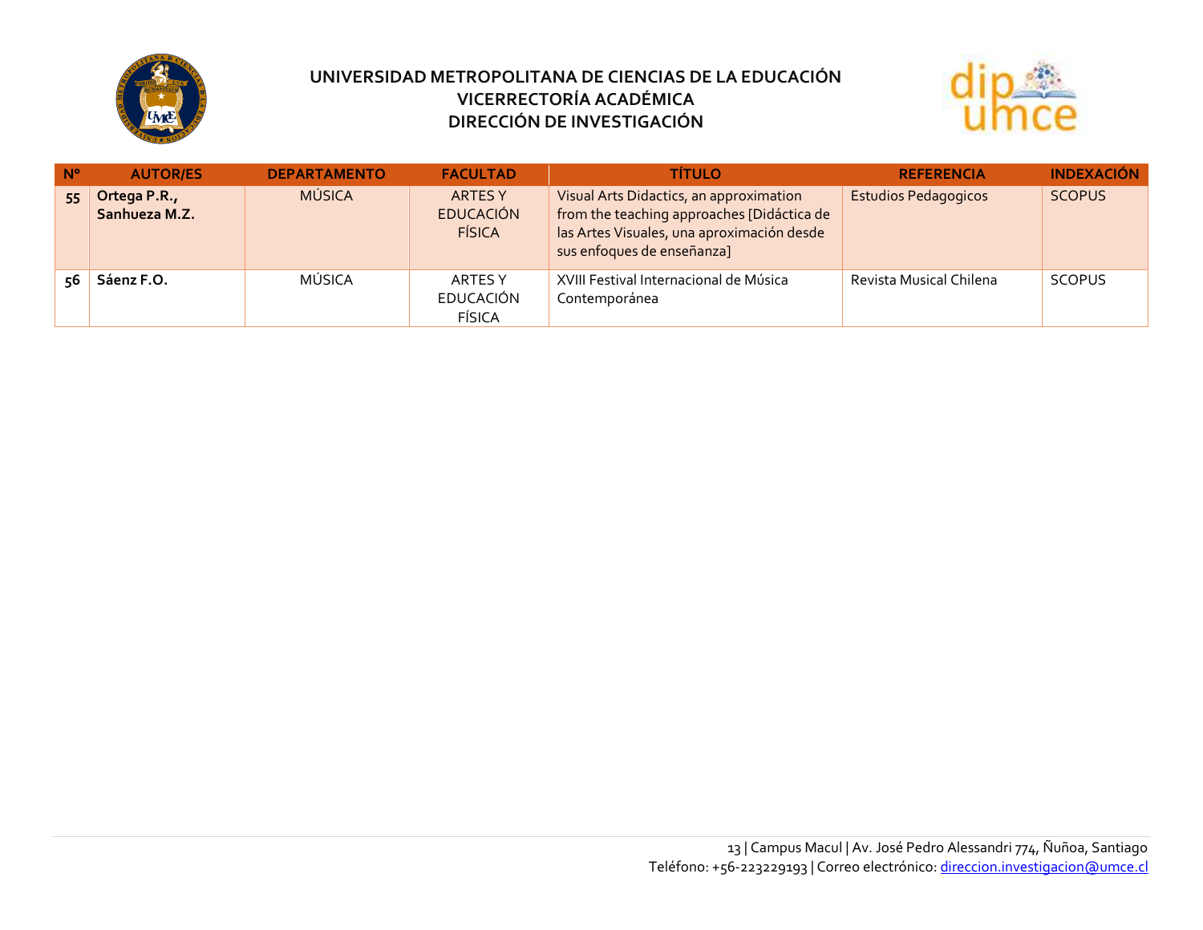**UNIVERSIDAD METROPOLITANA DE CIENCIAS DE LA EDUCACIÓN**
**VICERRECTORÍA ACADÉMICA**
**DIRECCIÓN DE INVESTIGACIÓN**

| N° | AUTOR/ES | DEPARTAMENTO | FACULTAD | TÍTULO | REFERENCIA | INDEXACIÓN |
|---|---|---|---|---|---|---|
| 55 | **Ortega P.R., Sanhueza M.Z.** | MÚSICA | ARTES Y EDUCACIÓN FÍSICA | Visual Arts Didactics, an approximation from the teaching approaches [Didáctica de las Artes Visuales, una aproximación desde sus enfoques de enseñanza] | Estudios Pedagogicos | SCOPUS |
| 56 | **Sáenz F.O.** | MÚSICA | ARTES Y EDUCACIÓN FÍSICA | XVIII Festival Internacional de Música Contemporánea | Revista Musical Chilena | SCOPUS |